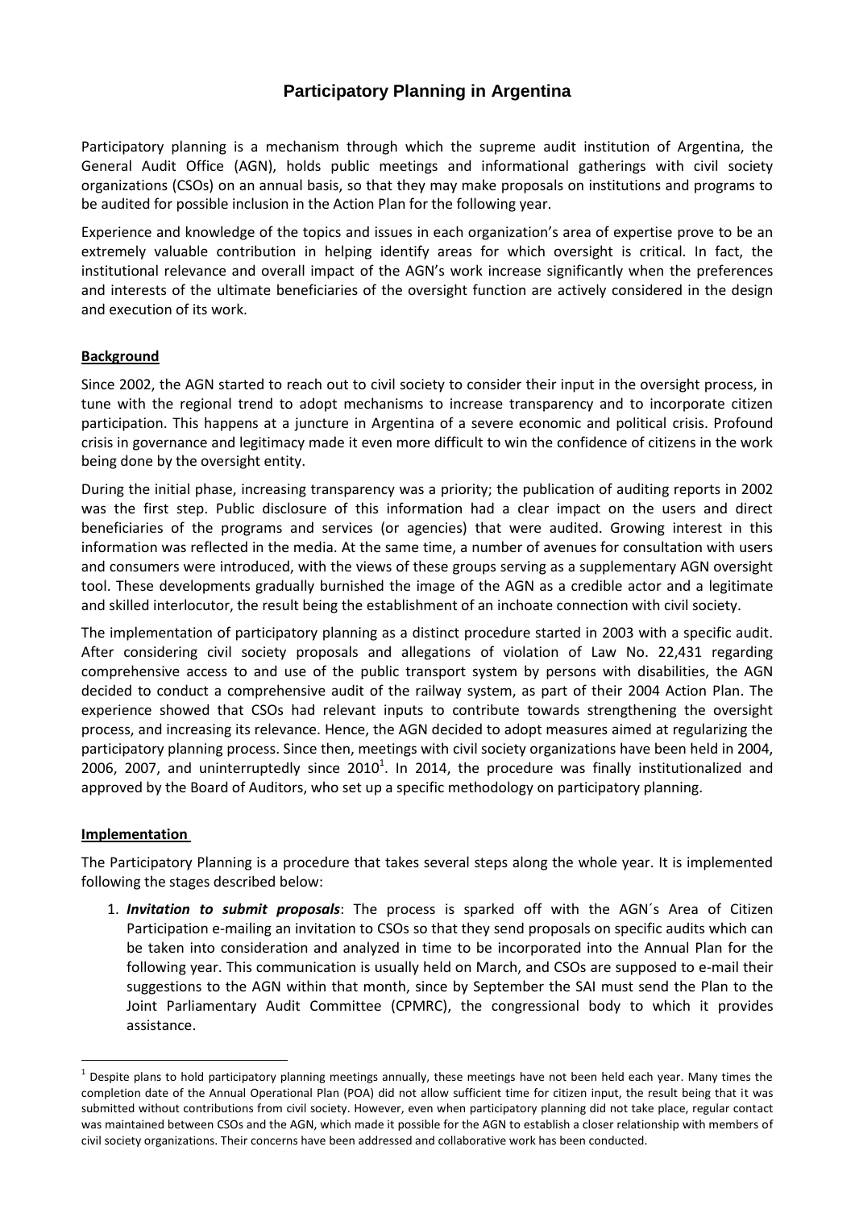# Participatory Planning in Argentina

Participatory planning is a mechanism through which the supreme audit institution of Argentina, the General Audit Office (AGN), holds public meetings and informational gatherings with civil society organizations (CSOs) on an annual basis, so that they may make proposals on institutions and programs to be audited for possible inclusion in the Action Plan for the following year.

Experience and knowledge of the topics and issues in each organization's area of expertise prove to be an extremely valuable contribution in helping identify areas for which oversight is critical. In fact, the institutional relevance and overall impact of the AGN's work increase significantly when the preferences and interests of the ultimate beneficiaries of the oversight function are actively considered in the design and execution of its work.

## Background

Since 2002, the AGN started to reach out to civil society to consider their input in the oversight process, in tune with the regional trend to adopt mechanisms to increase transparency and to incorporate citizen participation. This happens at a juncture in Argentina of a severe economic and political crisis. Profound crisis in governance and legitimacy made it even more difficult to win the confidence of citizens in the work being done by the oversight entity.

During the initial phase, increasing transparency was a priority; the publication of auditing reports in 2002 was the first step. Public disclosure of this information had a clear impact on the users and direct beneficiaries of the programs and services (or agencies) that were audited. Growing interest in this information was reflected in the media. At the same time, a number of avenues for consultation with users and consumers were introduced, with the views of these groups serving as a supplementary AGN oversight tool. These developments gradually burnished the image of the AGN as a credible actor and a legitimate and skilled interlocutor, the result being the establishment of an inchoate connection with civil society.

The implementation of participatory planning as a distinct procedure started in 2003 with a specific audit. After considering civil society proposals and allegations of violation of Law No. 22,431 regarding comprehensive access to and use of the public transport system by persons with disabilities, the AGN decided to conduct a comprehensive audit of the railway system, as part of their 2004 Action Plan. The experience showed that CSOs had relevant inputs to contribute towards strengthening the oversight process, and increasing its relevance. Hence, the AGN decided to adopt measures aimed at regularizing the participatory planning process. Since then, meetings with civil society organizations have been held in 2004, 2006, 2007, and uninterruptedly since 2010[1]. In 2014, the procedure was finally institutionalized and approved by the Board of Auditors, who set up a specific methodology on participatory planning.

## Implementation

The Participatory Planning is a procedure that takes several steps along the whole year. It is implemented following the stages described below:

1. ***Invitation to submit proposals***: The process is sparked off with the AGN´s Area of Citizen Participation e-mailing an invitation to CSOs so that they send proposals on specific audits which can be taken into consideration and analyzed in time to be incorporated into the Annual Plan for the following year. This communication is usually held on March, and CSOs are supposed to e-mail their suggestions to the AGN within that month, since by September the SAI must send the Plan to the Joint Parliamentary Audit Committee (CPMRC), the congressional body to which it provides assistance.

[1] Despite plans to hold participatory planning meetings annually, these meetings have not been held each year. Many times the completion date of the Annual Operational Plan (POA) did not allow sufficient time for citizen input, the result being that it was submitted without contributions from civil society. However, even when participatory planning did not take place, regular contact was maintained between CSOs and the AGN, which made it possible for the AGN to establish a closer relationship with members of civil society organizations. Their concerns have been addressed and collaborative work has been conducted.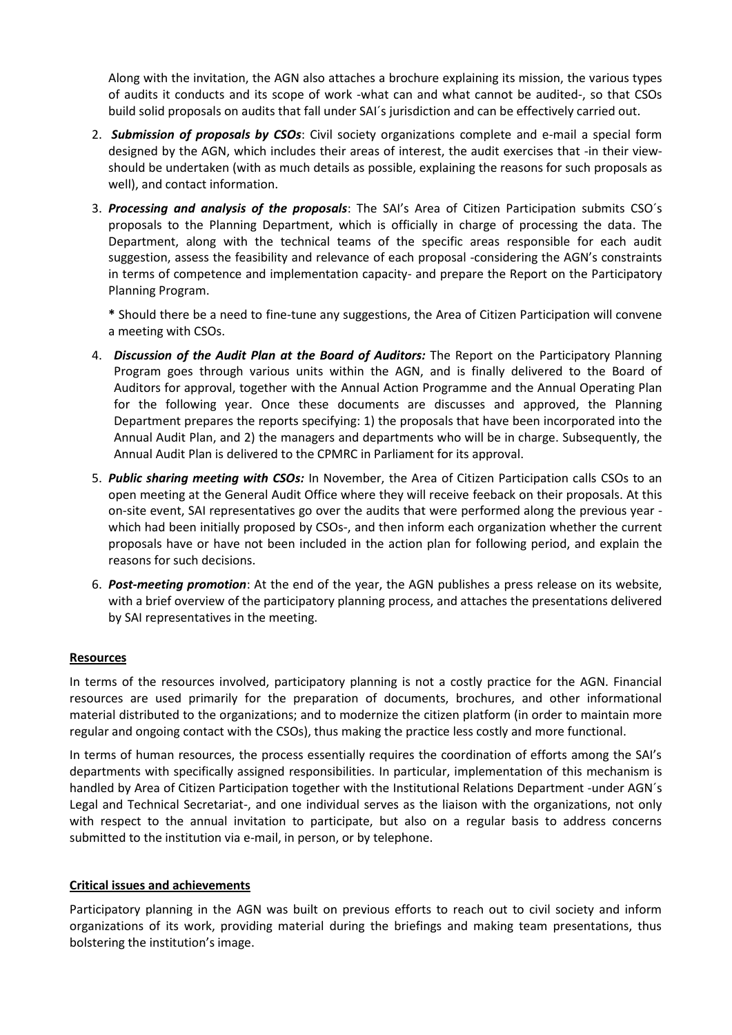Along with the invitation, the AGN also attaches a brochure explaining its mission, the various types of audits it conducts and its scope of work -what can and what cannot be audited-, so that CSOs build solid proposals on audits that fall under SAI´s jurisdiction and can be effectively carried out.

2. ***Submission of proposals by CSOs***: Civil society organizations complete and e-mail a special form designed by the AGN, which includes their areas of interest, the audit exercises that -in their view- should be undertaken (with as much details as possible, explaining the reasons for such proposals as well), and contact information.

3. ***Processing and analysis of the proposals***: The SAI's Area of Citizen Participation submits CSO´s proposals to the Planning Department, which is officially in charge of processing the data. The Department, along with the technical teams of the specific areas responsible for each audit suggestion, assess the feasibility and relevance of each proposal -considering the AGN's constraints in terms of competence and implementation capacity- and prepare the Report on the Participatory Planning Program.

   **\*** Should there be a need to fine-tune any suggestions, the Area of Citizen Participation will convene a meeting with CSOs.

4. ***Discussion of the Audit Plan at the Board of Auditors:*** The Report on the Participatory Planning Program goes through various units within the AGN, and is finally delivered to the Board of Auditors for approval, together with the Annual Action Programme and the Annual Operating Plan for the following year. Once these documents are discusses and approved, the Planning Department prepares the reports specifying: 1) the proposals that have been incorporated into the Annual Audit Plan, and 2) the managers and departments who will be in charge. Subsequently, the Annual Audit Plan is delivered to the CPMRC in Parliament for its approval.

5. ***Public sharing meeting with CSOs:*** In November, the Area of Citizen Participation calls CSOs to an open meeting at the General Audit Office where they will receive feeback on their proposals. At this on-site event, SAI representatives go over the audits that were performed along the previous year - which had been initially proposed by CSOs-, and then inform each organization whether the current proposals have or have not been included in the action plan for following period, and explain the reasons for such decisions.

6. ***Post-meeting promotion***: At the end of the year, the AGN publishes a press release on its website, with a brief overview of the participatory planning process, and attaches the presentations delivered by SAI representatives in the meeting.

**Resources**

In terms of the resources involved, participatory planning is not a costly practice for the AGN. Financial resources are used primarily for the preparation of documents, brochures, and other informational material distributed to the organizations; and to modernize the citizen platform (in order to maintain more regular and ongoing contact with the CSOs), thus making the practice less costly and more functional.

In terms of human resources, the process essentially requires the coordination of efforts among the SAI's departments with specifically assigned responsibilities. In particular, implementation of this mechanism is handled by Area of Citizen Participation together with the Institutional Relations Department -under AGN´s Legal and Technical Secretariat-, and one individual serves as the liaison with the organizations, not only with respect to the annual invitation to participate, but also on a regular basis to address concerns submitted to the institution via e-mail, in person, or by telephone.

**Critical issues and achievements**

Participatory planning in the AGN was built on previous efforts to reach out to civil society and inform organizations of its work, providing material during the briefings and making team presentations, thus bolstering the institution's image.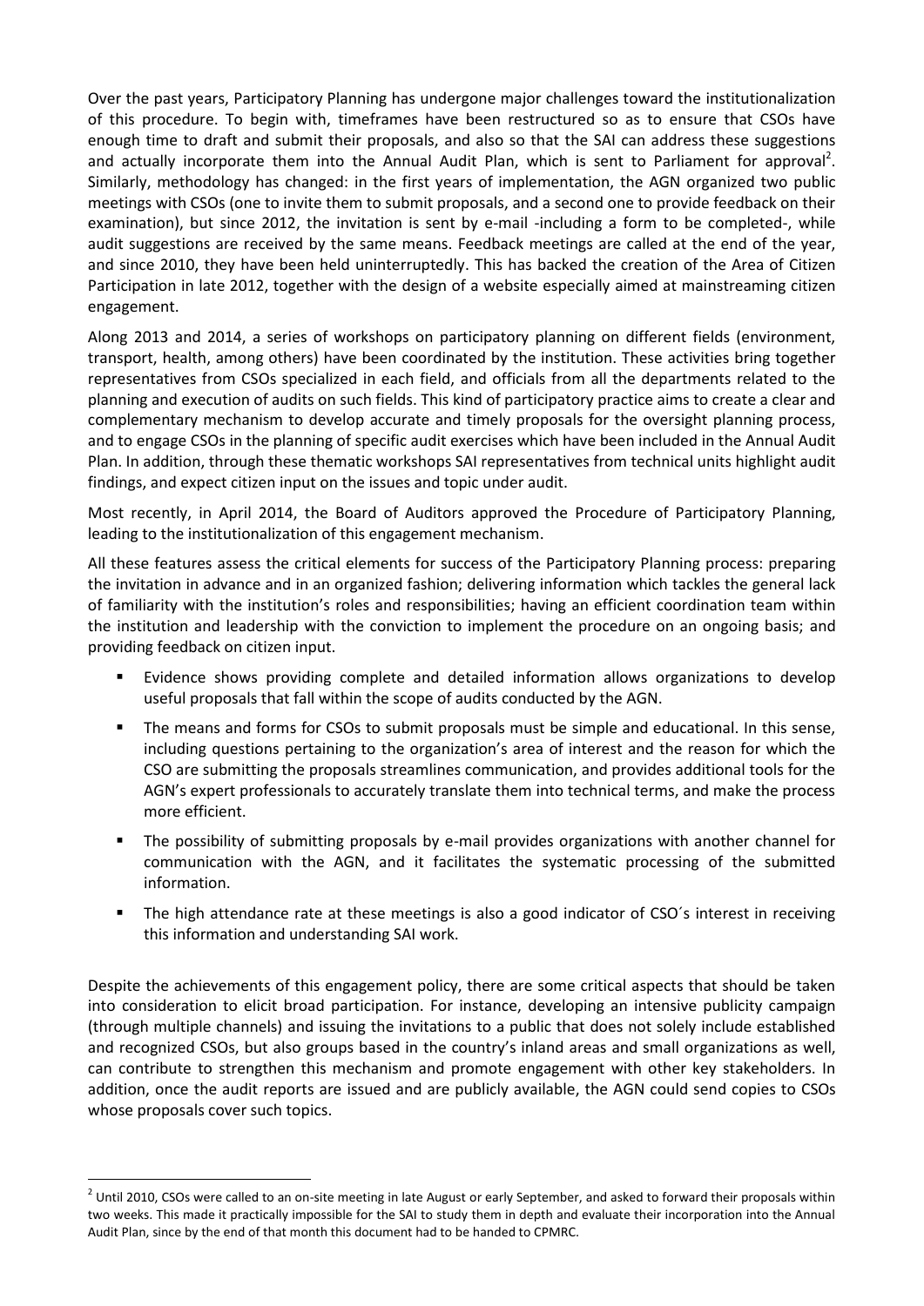Over the past years, Participatory Planning has undergone major challenges toward the institutionalization of this procedure. To begin with, timeframes have been restructured so as to ensure that CSOs have enough time to draft and submit their proposals, and also so that the SAI can address these suggestions and actually incorporate them into the Annual Audit Plan, which is sent to Parliament for approval[2]. Similarly, methodology has changed: in the first years of implementation, the AGN organized two public meetings with CSOs (one to invite them to submit proposals, and a second one to provide feedback on their examination), but since 2012, the invitation is sent by e-mail -including a form to be completed-, while audit suggestions are received by the same means. Feedback meetings are called at the end of the year, and since 2010, they have been held uninterruptedly. This has backed the creation of the Area of Citizen Participation in late 2012, together with the design of a website especially aimed at mainstreaming citizen engagement.

Along 2013 and 2014, a series of workshops on participatory planning on different fields (environment, transport, health, among others) have been coordinated by the institution. These activities bring together representatives from CSOs specialized in each field, and officials from all the departments related to the planning and execution of audits on such fields. This kind of participatory practice aims to create a clear and complementary mechanism to develop accurate and timely proposals for the oversight planning process, and to engage CSOs in the planning of specific audit exercises which have been included in the Annual Audit Plan. In addition, through these thematic workshops SAI representatives from technical units highlight audit findings, and expect citizen input on the issues and topic under audit.

Most recently, in April 2014, the Board of Auditors approved the Procedure of Participatory Planning, leading to the institutionalization of this engagement mechanism.

All these features assess the critical elements for success of the Participatory Planning process: preparing the invitation in advance and in an organized fashion; delivering information which tackles the general lack of familiarity with the institution's roles and responsibilities; having an efficient coordination team within the institution and leadership with the conviction to implement the procedure on an ongoing basis; and providing feedback on citizen input.

- Evidence shows providing complete and detailed information allows organizations to develop useful proposals that fall within the scope of audits conducted by the AGN.
- The means and forms for CSOs to submit proposals must be simple and educational. In this sense, including questions pertaining to the organization's area of interest and the reason for which the CSO are submitting the proposals streamlines communication, and provides additional tools for the AGN's expert professionals to accurately translate them into technical terms, and make the process more efficient.
- The possibility of submitting proposals by e-mail provides organizations with another channel for communication with the AGN, and it facilitates the systematic processing of the submitted information.
- The high attendance rate at these meetings is also a good indicator of CSO´s interest in receiving this information and understanding SAI work.

Despite the achievements of this engagement policy, there are some critical aspects that should be taken into consideration to elicit broad participation. For instance, developing an intensive publicity campaign (through multiple channels) and issuing the invitations to a public that does not solely include established and recognized CSOs, but also groups based in the country's inland areas and small organizations as well, can contribute to strengthen this mechanism and promote engagement with other key stakeholders. In addition, once the audit reports are issued and are publicly available, the AGN could send copies to CSOs whose proposals cover such topics.

[2] Until 2010, CSOs were called to an on-site meeting in late August or early September, and asked to forward their proposals within two weeks. This made it practically impossible for the SAI to study them in depth and evaluate their incorporation into the Annual Audit Plan, since by the end of that month this document had to be handed to CPMRC.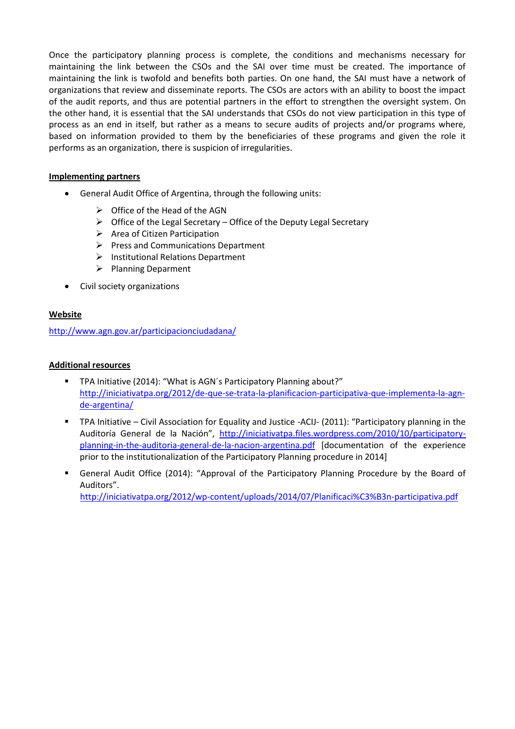Once the participatory planning process is complete, the conditions and mechanisms necessary for maintaining the link between the CSOs and the SAI over time must be created. The importance of maintaining the link is twofold and benefits both parties. On one hand, the SAI must have a network of organizations that review and disseminate reports. The CSOs are actors with an ability to boost the impact of the audit reports, and thus are potential partners in the effort to strengthen the oversight system. On the other hand, it is essential that the SAI understands that CSOs do not view participation in this type of process as an end in itself, but rather as a means to secure audits of projects and/or programs where, based on information provided to them by the beneficiaries of these programs and given the role it performs as an organization, there is suspicion of irregularities.

**Implementing partners**

- General Audit Office of Argentina, through the following units:
  - Office of the Head of the AGN
  - Office of the Legal Secretary – Office of the Deputy Legal Secretary
  - Area of Citizen Participation
  - Press and Communications Department
  - Institutional Relations Department
  - Planning Deparment
- Civil society organizations

**Website**

http://www.agn.gov.ar/participacionciudadana/

**Additional resources**

- TPA Initiative (2014): "What is AGN´s Participatory Planning about?" http://iniciativatpa.org/2012/de-que-se-trata-la-planificacion-participativa-que-implementa-la-agn-de-argentina/
- TPA Initiative – Civil Association for Equality and Justice -ACIJ- (2011): "Participatory planning in the Auditoría General de la Nación", http://iniciativatpa.files.wordpress.com/2010/10/participatory-planning-in-the-auditoria-general-de-la-nacion-argentina.pdf [documentation of the experience prior to the institutionalization of the Participatory Planning procedure in 2014]
- General Audit Office (2014): "Approval of the Participatory Planning Procedure by the Board of Auditors". http://iniciativatpa.org/2012/wp-content/uploads/2014/07/Planificaci%C3%B3n-participativa.pdf